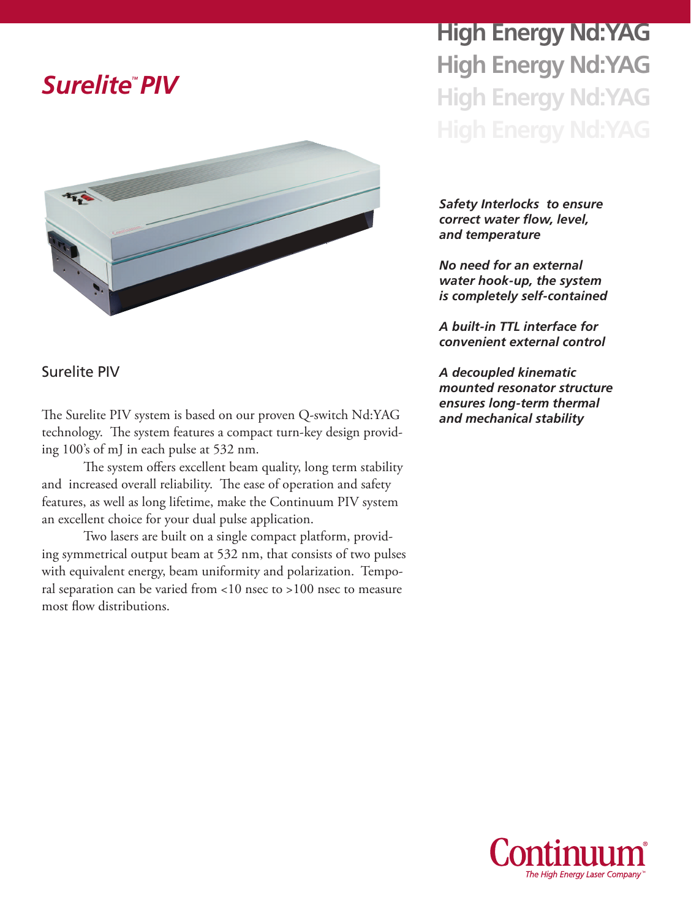# Surelite™ PIV

## High Energy Nd:YAG

*Safety Interlocks to ensure correct water flow, level, and temperature*

*No need for an external water hook-up, the system is completely self-contained*

*A built-in TTL interface for convenient external control*

*A decoupled kinematic mounted resonator structure ensures long-term thermal and mechanical stability*

### Surelite PIV

The Surelite PIV system is based on our proven Q-switch Nd:YAG technology. The system features a compact turn-key design providing 100's of mJ in each pulse at 532 nm.

The system offers excellent beam quality, long term stability and increased overall reliability. The ease of operation and safety features, as well as long lifetime, make the Continuum PIV system an excellent choice for your dual pulse application.

Two lasers are built on a single compact platform, providing symmetrical output beam at 532 nm, that consists of two pulses with equivalent energy, beam uniformity and polarization. Temporal separation can be varied from <10 nsec to >100 nsec to measure most flow distributions.

**Continuum®**
*The High Energy Laser Company™*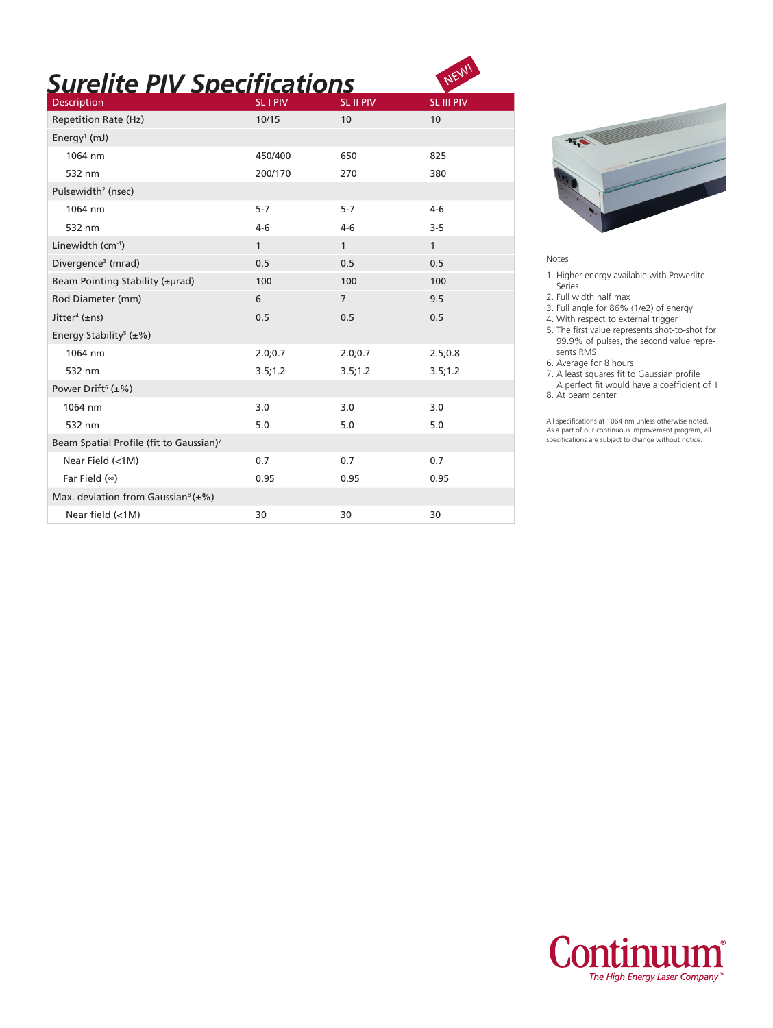# Surelite PIV Specifications

NEW!

| Description | SL I PIV | SL II PIV | SL III PIV |
|---|---|---|---|
| Repetition Rate (Hz) | 10/15 | 10 | 10 |
| Energy[1] (mJ) | | | |
| 1064 nm | 450/400 | 650 | 825 |
| 532 nm | 200/170 | 270 | 380 |
| Pulsewidth[2] (nsec) | | | |
| 1064 nm | 5-7 | 5-7 | 4-6 |
| 532 nm | 4-6 | 4-6 | 3-5 |
| Linewidth ($cm^{-1}$) | 1 | 1 | 1 |
| Divergence[3] (mrad) | 0.5 | 0.5 | 0.5 |
| Beam Pointing Stability (±μrad) | 100 | 100 | 100 |
| Rod Diameter (mm) | 6 | 7 | 9.5 |
| Jitter[4] (±ns) | 0.5 | 0.5 | 0.5 |
| Energy Stability[5] (±%) | | | |
| 1064 nm | 2.0;0.7 | 2.0;0.7 | 2.5;0.8 |
| 532 nm | 3.5;1.2 | 3.5;1.2 | 3.5;1.2 |
| Power Drift[6] (±%) | | | |
| 1064 nm | 3.0 | 3.0 | 3.0 |
| 532 nm | 5.0 | 5.0 | 5.0 |
| Beam Spatial Profile (fit to Gaussian)[7] | | | |
| Near Field (<1M) | 0.7 | 0.7 | 0.7 |
| Far Field (∞) | 0.95 | 0.95 | 0.95 |
| Max. deviation from Gaussian[8] (±%) | | | |
| Near field (<1M) | 30 | 30 | 30 |

Notes

1. Higher energy available with Powerlite Series
2. Full width half max
3. Full angle for 86% (1/e2) of energy
4. With respect to external trigger
5. The first value represents shot-to-shot for 99.9% of pulses, the second value represents RMS
6. Average for 8 hours
7. A least squares fit to Gaussian profile A perfect fit would have a coefficient of 1
8. At beam center

All specifications at 1064 nm unless otherwise noted. As a part of our continuous improvement program, all specifications are subject to change without notice.

Continuum®
*The High Energy Laser Company™*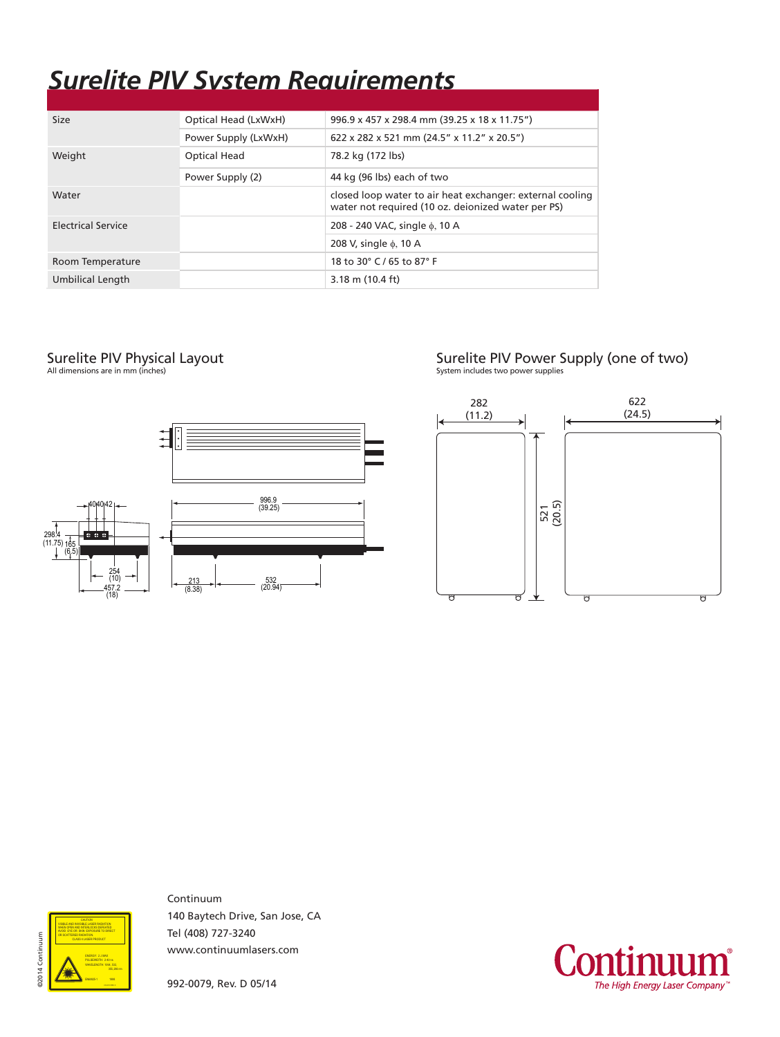# Surelite PIV System Requirements

| | | |
|---|---|---|
| Size | Optical Head (LxWxH) | 996.9 x 457 x 298.4 mm (39.25 x 18 x 11.75") |
| | Power Supply (LxWxH) | 622 x 282 x 521 mm (24.5" x 11.2" x 20.5") |
| Weight | Optical Head | 78.2 kg (172 lbs) |
| | Power Supply (2) | 44 kg (96 lbs) each of two |
| Water | | closed loop water to air heat exchanger: external cooling water not required (10 oz. deionized water per PS) |
| Electrical Service | | 208 - 240 VAC, single ϕ, 10 A |
| | | 208 V, single ϕ, 10 A |
| Room Temperature | | 18 to 30° C / 65 to 87° F |
| Umbilical Length | | 3.18 m (10.4 ft) |

## Surelite PIV Physical Layout

All dimensions are in mm (inches)

40 40 42
298.4
(11.75)
165
(6.5)
254
(10)
457.2
(18)
996.9
(39.25)
213
(8.38)
532
(20.94)

## Surelite PIV Power Supply (one of two)

System includes two power supplies

282
(11.2)
521
(20.5)
622
(24.5)

Continuum
140 Baytech Drive, San Jose, CA
Tel (408) 727-3240
www.continuumlasers.com

992-0079, Rev. D 05/14

©2014 Continuum

Continuum®
*The High Energy Laser Company™*